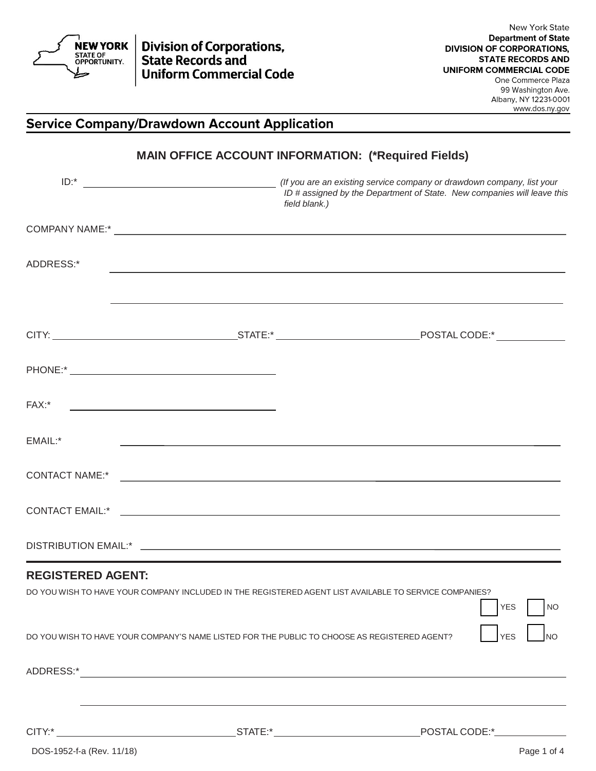Division of Corporations, State Records and Uniform Commercial Code

New York State
**Department of State**
**DIVISION OF CORPORATIONS, STATE RECORDS AND UNIFORM COMMERCIAL CODE**
One Commerce Plaza
99 Washington Ave.
Albany, NY 12231-0001
www.dos.ny.gov

## Service Company/Drawdown Account Application

### MAIN OFFICE ACCOUNT INFORMATION: (*Required Fields)

ID:* ______________________ *(If you are an existing service company or drawdown company, list your ID # assigned by the Department of State. New companies will leave this field blank.)*

COMPANY NAME:* ______________________

ADDRESS:* ______________________

______________________

CITY: ______________________ STATE:* ______________________ POSTAL CODE:* ______________________

PHONE:* ______________________

FAX:* ______________________

EMAIL:* ______________________

CONTACT NAME:* ______________________

CONTACT EMAIL:* ______________________

DISTRIBUTION EMAIL:* ______________________

### REGISTERED AGENT:

DO YOU WISH TO HAVE YOUR COMPANY INCLUDED IN THE REGISTERED AGENT LIST AVAILABLE TO SERVICE COMPANIES? ☐ YES ☐ NO

DO YOU WISH TO HAVE YOUR COMPANY'S NAME LISTED FOR THE PUBLIC TO CHOOSE AS REGISTERED AGENT? ☐ YES ☐ NO

ADDRESS:* ______________________

______________________

CITY:* ______________________ STATE:* ______________________ POSTAL CODE:* ______________________

DOS-1952-f-a (Rev. 11/18)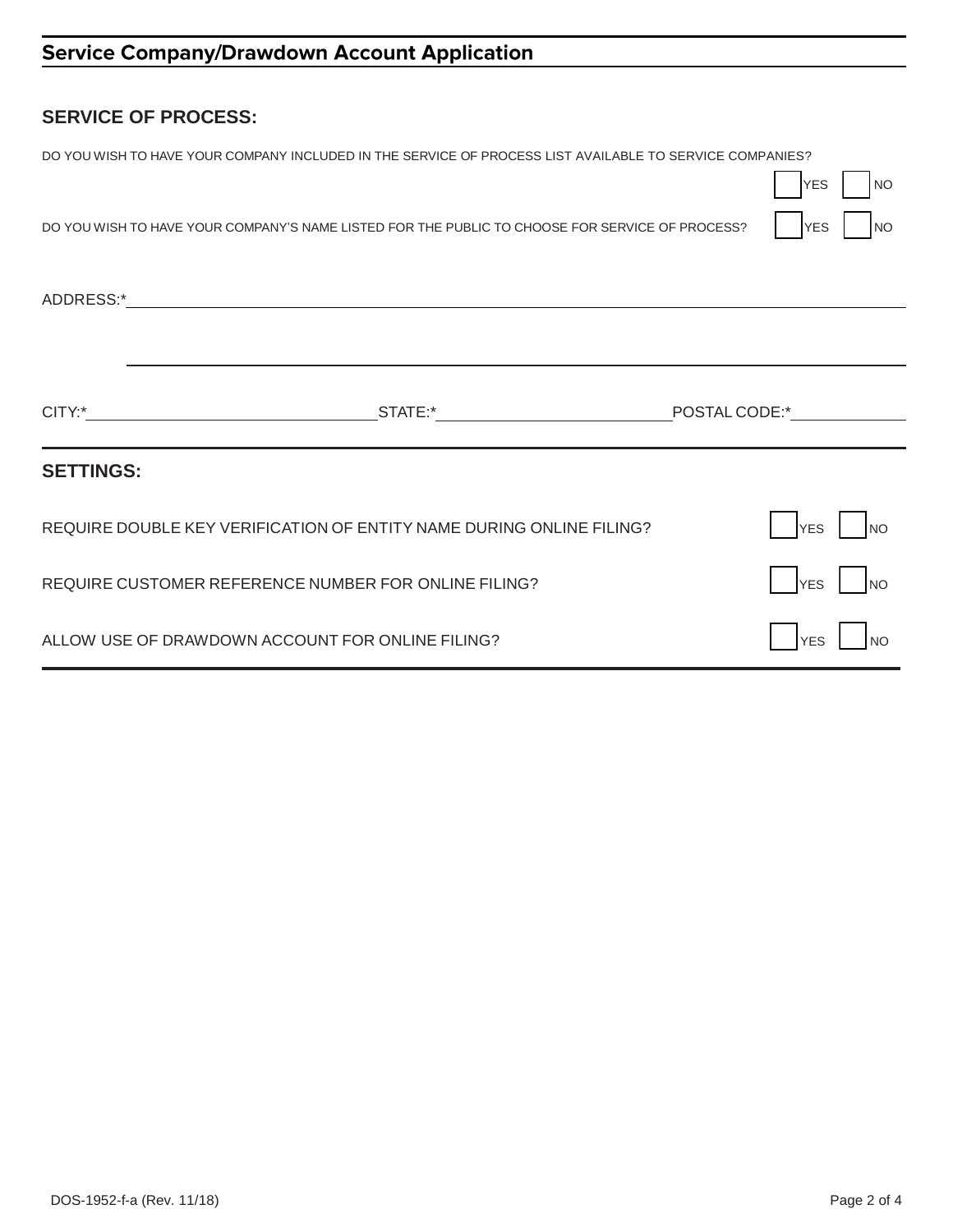## Service Company/Drawdown Account Application

### SERVICE OF PROCESS:

DO YOU WISH TO HAVE YOUR COMPANY INCLUDED IN THE SERVICE OF PROCESS LIST AVAILABLE TO SERVICE COMPANIES?

☐ YES ☐ NO

DO YOU WISH TO HAVE YOUR COMPANY'S NAME LISTED FOR THE PUBLIC TO CHOOSE FOR SERVICE OF PROCESS? ☐ YES ☐ NO

ADDRESS:* ______________________________________________

______________________________________________

CITY:* ____________________ STATE:* ____________________ POSTAL CODE:* ____________

### SETTINGS:

REQUIRE DOUBLE KEY VERIFICATION OF ENTITY NAME DURING ONLINE FILING? ☐ YES ☐ NO

REQUIRE CUSTOMER REFERENCE NUMBER FOR ONLINE FILING? ☐ YES ☐ NO

ALLOW USE OF DRAWDOWN ACCOUNT FOR ONLINE FILING? ☐ YES ☐ NO

DOS-1952-f-a (Rev. 11/18)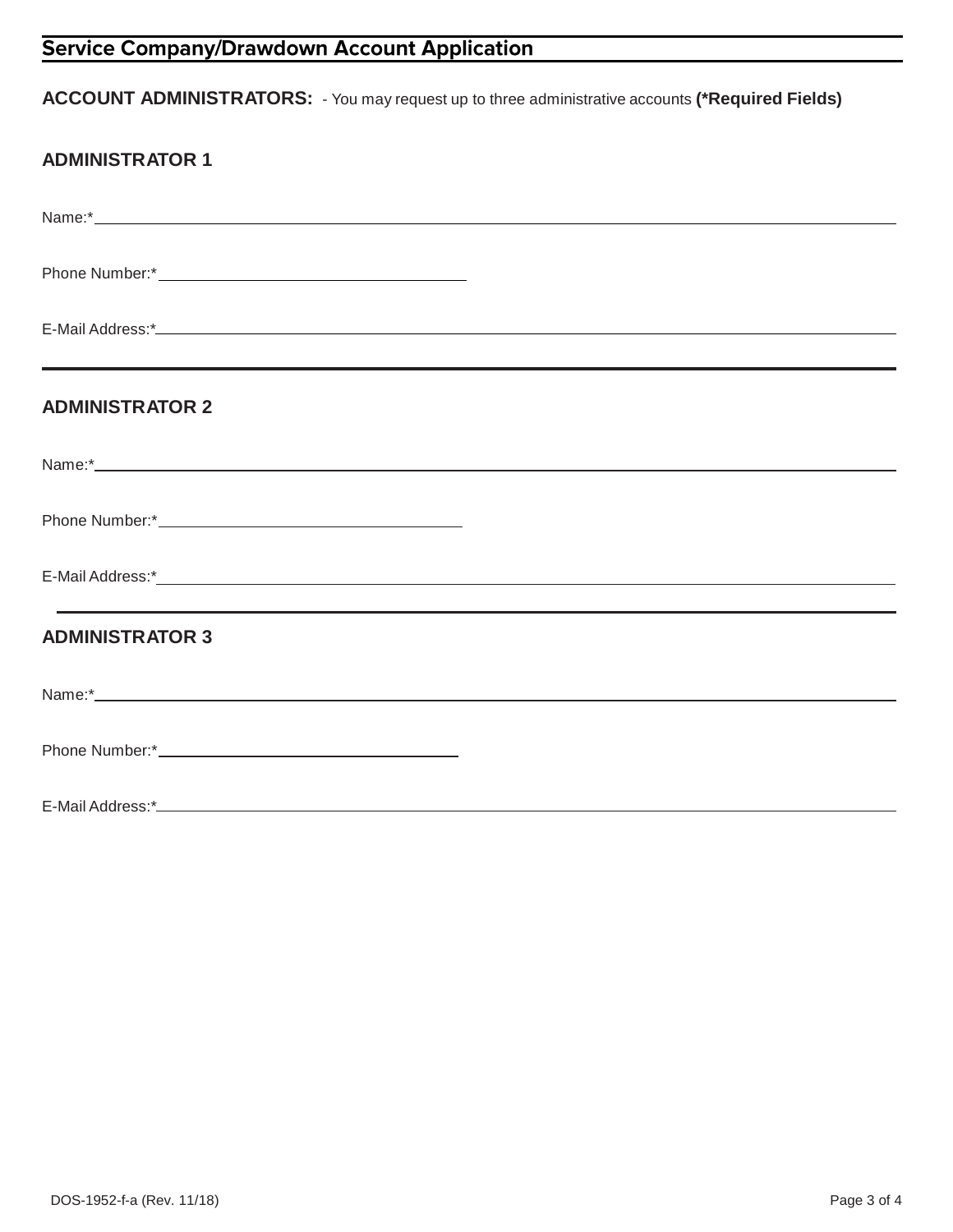## Service Company/Drawdown Account Application

**ACCOUNT ADMINISTRATORS:** - You may request up to three administrative accounts **(*Required Fields)**

### ADMINISTRATOR 1

Name:* ______________________________

Phone Number:* ______________________________

E-Mail Address:* ______________________________

---

### ADMINISTRATOR 2

Name:* ______________________________

Phone Number:* ______________________________

E-Mail Address:* ______________________________

---

### ADMINISTRATOR 3

Name:* ______________________________

Phone Number:* ______________________________

E-Mail Address:* ______________________________

DOS-1952-f-a (Rev. 11/18)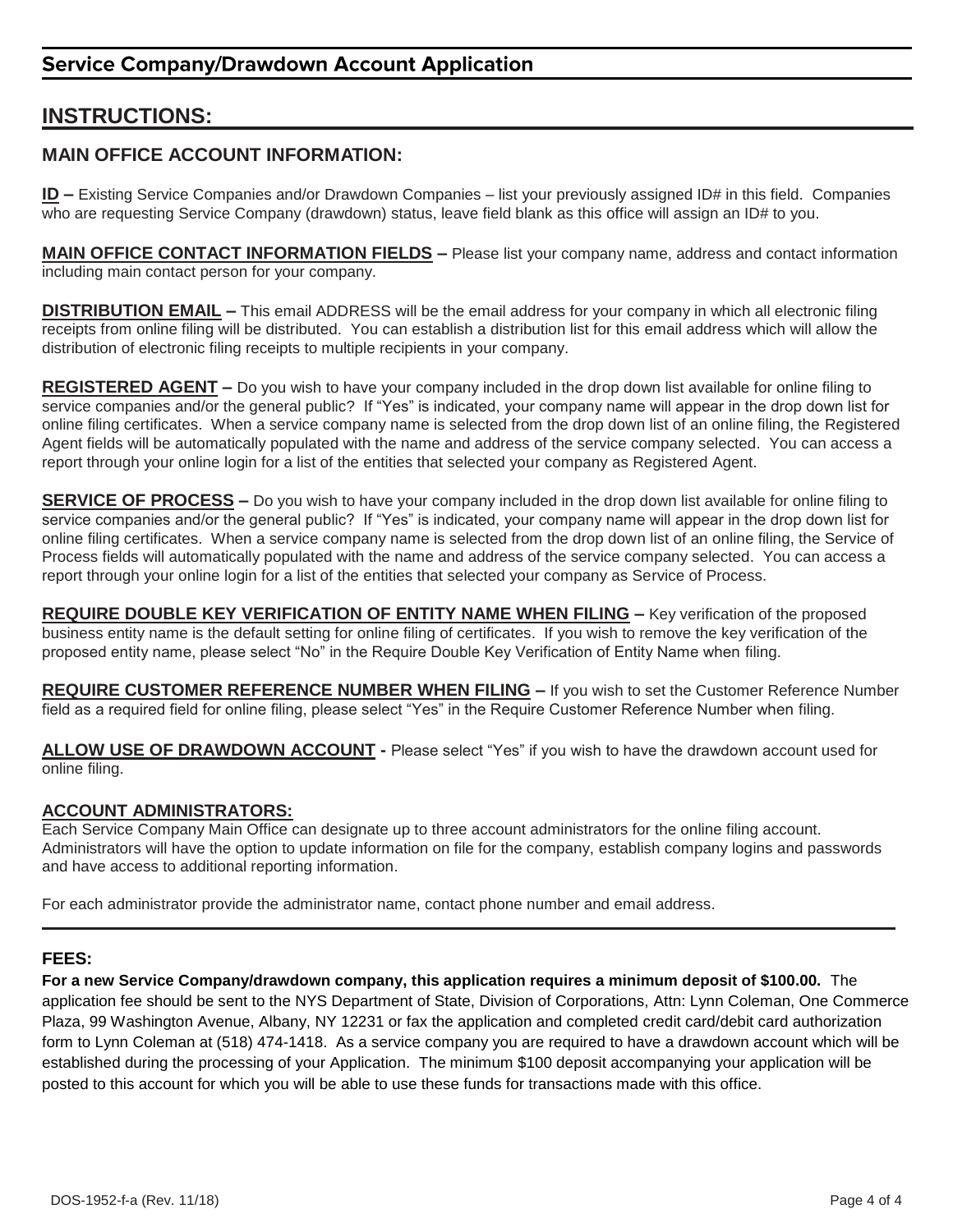## Service Company/Drawdown Account Application

# INSTRUCTIONS:

## MAIN OFFICE ACCOUNT INFORMATION:

**ID –** Existing Service Companies and/or Drawdown Companies – list your previously assigned ID# in this field. Companies who are requesting Service Company (drawdown) status, leave field blank as this office will assign an ID# to you.

**MAIN OFFICE CONTACT INFORMATION FIELDS –** Please list your company name, address and contact information including main contact person for your company.

**DISTRIBUTION EMAIL –** This email ADDRESS will be the email address for your company in which all electronic filing receipts from online filing will be distributed. You can establish a distribution list for this email address which will allow the distribution of electronic filing receipts to multiple recipients in your company.

**REGISTERED AGENT –** Do you wish to have your company included in the drop down list available for online filing to service companies and/or the general public? If "Yes" is indicated, your company name will appear in the drop down list for online filing certificates. When a service company name is selected from the drop down list of an online filing, the Registered Agent fields will be automatically populated with the name and address of the service company selected. You can access a report through your online login for a list of the entities that selected your company as Registered Agent.

**SERVICE OF PROCESS –** Do you wish to have your company included in the drop down list available for online filing to service companies and/or the general public? If "Yes" is indicated, your company name will appear in the drop down list for online filing certificates. When a service company name is selected from the drop down list of an online filing, the Service of Process fields will automatically populated with the name and address of the service company selected. You can access a report through your online login for a list of the entities that selected your company as Service of Process.

**REQUIRE DOUBLE KEY VERIFICATION OF ENTITY NAME WHEN FILING –** Key verification of the proposed business entity name is the default setting for online filing of certificates. If you wish to remove the key verification of the proposed entity name, please select "No" in the Require Double Key Verification of Entity Name when filing.

**REQUIRE CUSTOMER REFERENCE NUMBER WHEN FILING –** If you wish to set the Customer Reference Number field as a required field for online filing, please select "Yes" in the Require Customer Reference Number when filing.

**ALLOW USE OF DRAWDOWN ACCOUNT -** Please select "Yes" if you wish to have the drawdown account used for online filing.

### ACCOUNT ADMINISTRATORS:

Each Service Company Main Office can designate up to three account administrators for the online filing account. Administrators will have the option to update information on file for the company, establish company logins and passwords and have access to additional reporting information.

For each administrator provide the administrator name, contact phone number and email address.

### FEES:

**For a new Service Company/drawdown company, this application requires a minimum deposit of $100.00.** The application fee should be sent to the NYS Department of State, Division of Corporations, Attn: Lynn Coleman, One Commerce Plaza, 99 Washington Avenue, Albany, NY 12231 or fax the application and completed credit card/debit card authorization form to Lynn Coleman at (518) 474-1418. As a service company you are required to have a drawdown account which will be established during the processing of your Application. The minimum $100 deposit accompanying your application will be posted to this account for which you will be able to use these funds for transactions made with this office.

DOS-1952-f-a (Rev. 11/18)